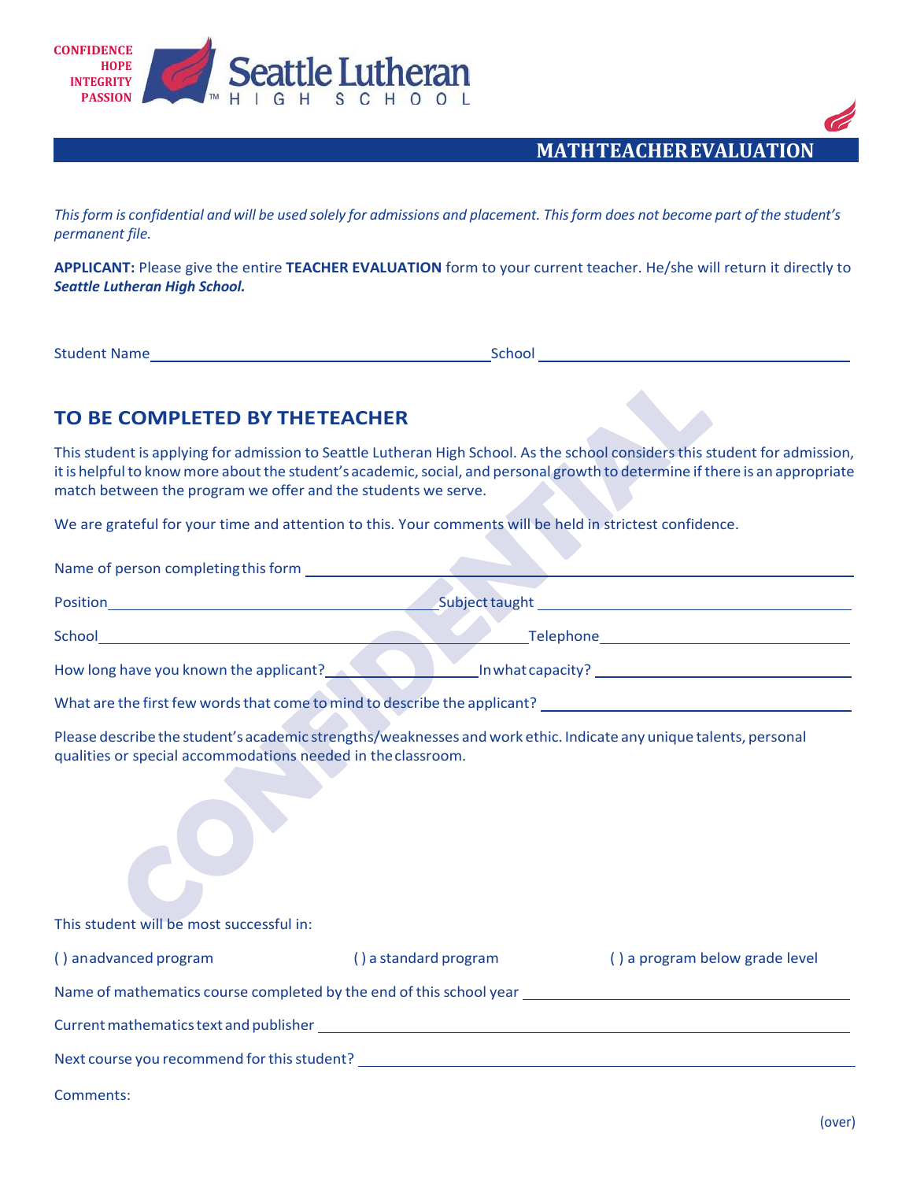CONFIDENCE
HOPE
INTEGRITY
PASSION

Seattle Lutheran HIGH SCHOOL

## MATH TEACHER EVALUATION

*This form is confidential and will be used solely for admissions and placement. This form does not become part of the student's permanent file.*

**APPLICANT:** Please give the entire **TEACHER EVALUATION** form to your current teacher. He/she will return it directly to ***Seattle Lutheran High School.***

Student Name ______________________ School ______________________

## TO BE COMPLETED BY THE TEACHER

This student is applying for admission to Seattle Lutheran High School. As the school considers this student for admission, it is helpful to know more about the student's academic, social, and personal growth to determine if there is an appropriate match between the program we offer and the students we serve.

We are grateful for your time and attention to this. Your comments will be held in strictest confidence.

Name of person completing this form ______________________

Position ______________________ Subject taught ______________________

School ______________________ Telephone ______________________

How long have you known the applicant? ______________________ In what capacity? ______________________

What are the first few words that come to mind to describe the applicant? ______________________

Please describe the student's academic strengths/weaknesses and work ethic. Indicate any unique talents, personal qualities or special accommodations needed in the classroom.

This student will be most successful in:

( ) an advanced program    ( ) a standard program    ( ) a program below grade level

Name of mathematics course completed by the end of this school year ______________________

Current mathematics text and publisher ______________________

Next course you recommend for this student? ______________________

Comments:

(over)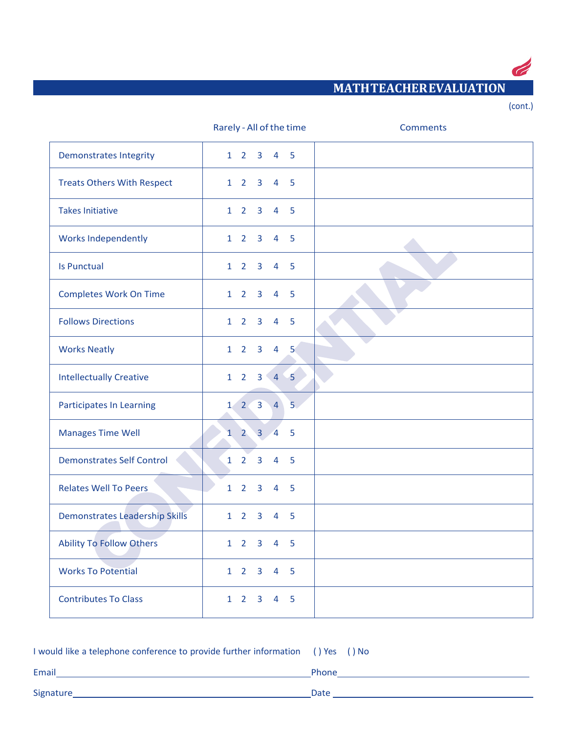# MATH TEACHER EVALUATION

(cont.)

| | Rarely - All of the time | Comments |
|---|---|---|
| Demonstrates Integrity | 1 2 3 4 5 | |
| Treats Others With Respect | 1 2 3 4 5 | |
| Takes Initiative | 1 2 3 4 5 | |
| Works Independently | 1 2 3 4 5 | |
| Is Punctual | 1 2 3 4 5 | |
| Completes Work On Time | 1 2 3 4 5 | |
| Follows Directions | 1 2 3 4 5 | |
| Works Neatly | 1 2 3 4 5 | |
| Intellectually Creative | 1 2 3 4 5 | |
| Participates In Learning | 1 2 3 4 5 | |
| Manages Time Well | 1 2 3 4 5 | |
| Demonstrates Self Control | 1 2 3 4 5 | |
| Relates Well To Peers | 1 2 3 4 5 | |
| Demonstrates Leadership Skills | 1 2 3 4 5 | |
| Ability To Follow Others | 1 2 3 4 5 | |
| Works To Potential | 1 2 3 4 5 | |
| Contributes To Class | 1 2 3 4 5 | |

CONFIDENTIAL

I would like a telephone conference to provide further information ( ) Yes ( ) No

Email\_\_\_\_\_\_\_\_\_\_\_\_\_\_\_\_\_\_\_\_\_\_\_\_\_\_\_\_\_\_\_\_\_\_\_\_\_\_ Phone\_\_\_\_\_\_\_\_\_\_\_\_\_\_\_\_\_\_\_\_\_\_\_\_\_\_\_\_\_\_

Signature\_\_\_\_\_\_\_\_\_\_\_\_\_\_\_\_\_\_\_\_\_\_\_\_\_\_\_\_\_\_\_\_\_\_\_\_\_\_ Date \_\_\_\_\_\_\_\_\_\_\_\_\_\_\_\_\_\_\_\_\_\_\_\_\_\_\_\_\_\_